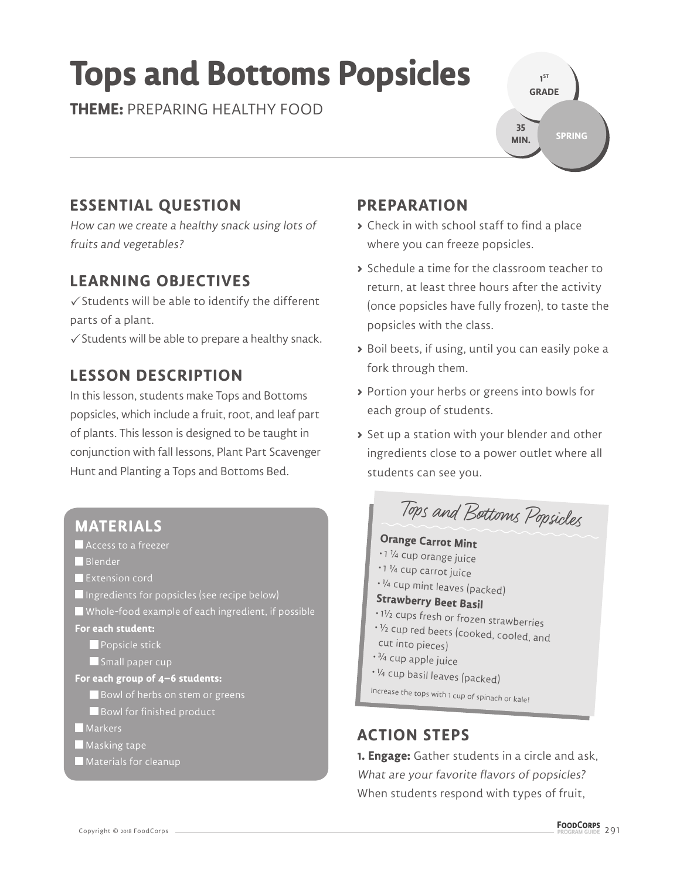# Tops and Bottoms Popsicles

**THEME:** PREPARING HEALTHY FOOD

1ST GRADE

35 MIN.

SPRING

## ESSENTIAL QUESTION

*How can we create a healthy snack using lots of fruits and vegetables?*

## LEARNING OBJECTIVES

✓ Students will be able to identify the different parts of a plant.
✓ Students will be able to prepare a healthy snack.

## LESSON DESCRIPTION

In this lesson, students make Tops and Bottoms popsicles, which include a fruit, root, and leaf part of plants. This lesson is designed to be taught in conjunction with fall lessons, Plant Part Scavenger Hunt and Planting a Tops and Bottoms Bed.

## MATERIALS

- Access to a freezer
- Blender
- Extension cord
- Ingredients for popsicles (see recipe below)
- Whole-food example of each ingredient, if possible

**For each student:**

- Popsicle stick
- Small paper cup

**For each group of 4–6 students:**

- Bowl of herbs on stem or greens
- Bowl for finished product

- Markers
- Masking tape
- Materials for cleanup

## PREPARATION

- Check in with school staff to find a place where you can freeze popsicles.
- Schedule a time for the classroom teacher to return, at least three hours after the activity (once popsicles have fully frozen), to taste the popsicles with the class.
- Boil beets, if using, until you can easily poke a fork through them.
- Portion your herbs or greens into bowls for each group of students.
- Set up a station with your blender and other ingredients close to a power outlet where all students can see you.

### Tops and Bottoms Popsicles

**Orange Carrot Mint**

- 1 ¼ cup orange juice
- 1 ¼ cup carrot juice
- ¼ cup mint leaves (packed)

**Strawberry Beet Basil**

- 1½ cups fresh or frozen strawberries
- ½ cup red beets (cooked, cooled, and cut into pieces)
- ¾ cup apple juice
- ¼ cup basil leaves (packed)

Increase the tops with 1 cup of spinach or kale!

## ACTION STEPS

**1. Engage:** Gather students in a circle and ask, *What are your favorite flavors of popsicles?* When students respond with types of fruit,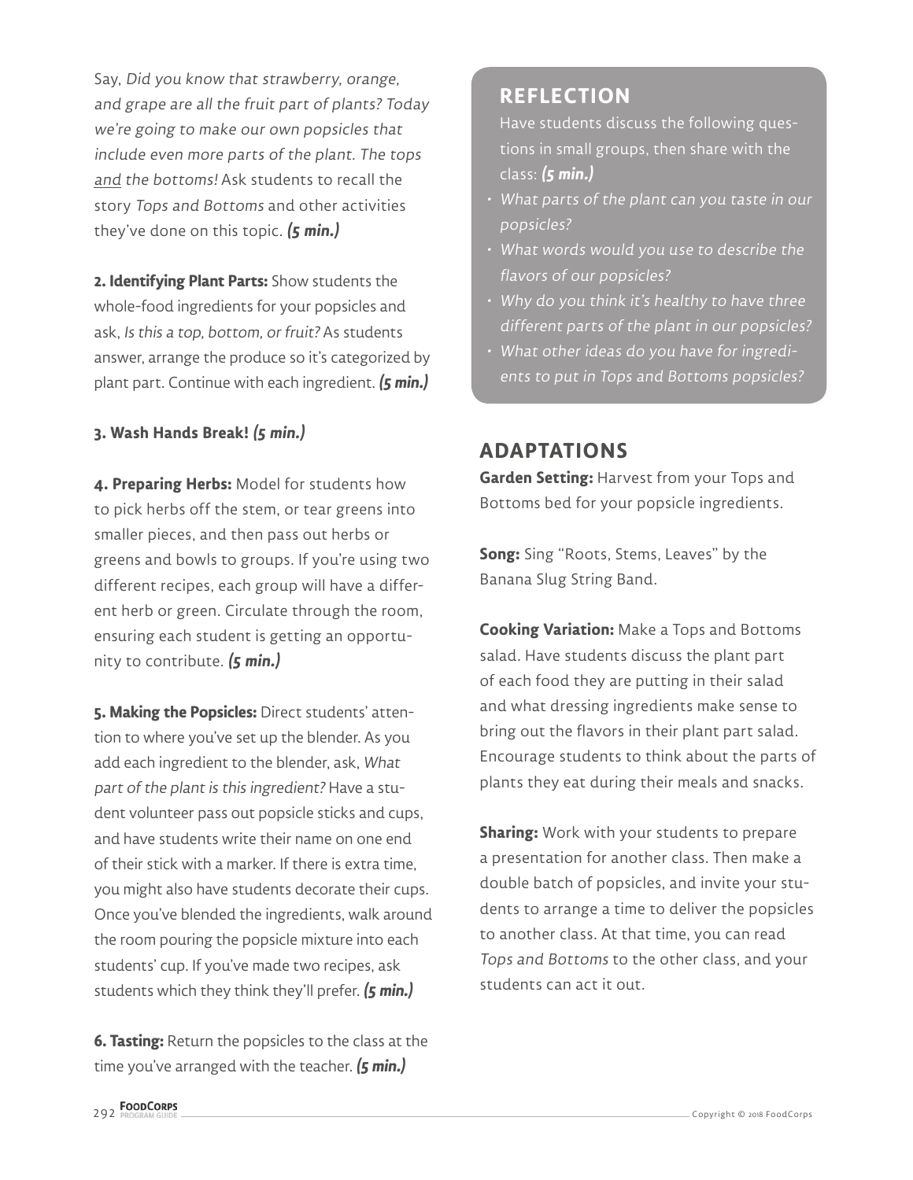Say, *Did you know that strawberry, orange, and grape are all the fruit part of plants? Today we're going to make our own popsicles that include even more parts of the plant. The tops and the bottoms!* Ask students to recall the story *Tops and Bottoms* and other activities they've done on this topic. ***(5 min.)***

**2. Identifying Plant Parts:** Show students the whole-food ingredients for your popsicles and ask, *Is this a top, bottom, or fruit?* As students answer, arrange the produce so it's categorized by plant part. Continue with each ingredient. ***(5 min.)***

**3. Wash Hands Break!** ***(5 min.)***

**4. Preparing Herbs:** Model for students how to pick herbs off the stem, or tear greens into smaller pieces, and then pass out herbs or greens and bowls to groups. If you're using two different recipes, each group will have a different herb or green. Circulate through the room, ensuring each student is getting an opportunity to contribute. ***(5 min.)***

**5. Making the Popsicles:** Direct students' attention to where you've set up the blender. As you add each ingredient to the blender, ask, *What part of the plant is this ingredient?* Have a student volunteer pass out popsicle sticks and cups, and have students write their name on one end of their stick with a marker. If there is extra time, you might also have students decorate their cups. Once you've blended the ingredients, walk around the room pouring the popsicle mixture into each students' cup. If you've made two recipes, ask students which they think they'll prefer. ***(5 min.)***

**6. Tasting:** Return the popsicles to the class at the time you've arranged with the teacher. ***(5 min.)***

## REFLECTION

Have students discuss the following questions in small groups, then share with the class: ***(5 min.)***

- *What parts of the plant can you taste in our popsicles?*
- *What words would you use to describe the flavors of our popsicles?*
- *Why do you think it's healthy to have three different parts of the plant in our popsicles?*
- *What other ideas do you have for ingredients to put in Tops and Bottoms popsicles?*

## ADAPTATIONS

**Garden Setting:** Harvest from your Tops and Bottoms bed for your popsicle ingredients.

**Song:** Sing "Roots, Stems, Leaves" by the Banana Slug String Band.

**Cooking Variation:** Make a Tops and Bottoms salad. Have students discuss the plant part of each food they are putting in their salad and what dressing ingredients make sense to bring out the flavors in their plant part salad. Encourage students to think about the parts of plants they eat during their meals and snacks.

**Sharing:** Work with your students to prepare a presentation for another class. Then make a double batch of popsicles, and invite your students to arrange a time to deliver the popsicles to another class. At that time, you can read *Tops and Bottoms* to the other class, and your students can act it out.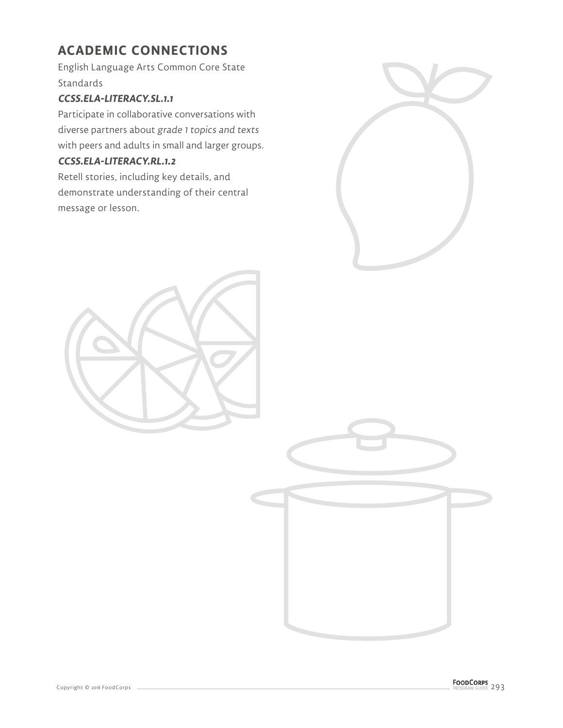## ACADEMIC CONNECTIONS

English Language Arts Common Core State Standards

***CCSS.ELA-LITERACY.SL.1.1***

Participate in collaborative conversations with diverse partners about *grade 1 topics and texts* with peers and adults in small and larger groups.

***CCSS.ELA-LITERACY.RL.1.2***

Retell stories, including key details, and demonstrate understanding of their central message or lesson.